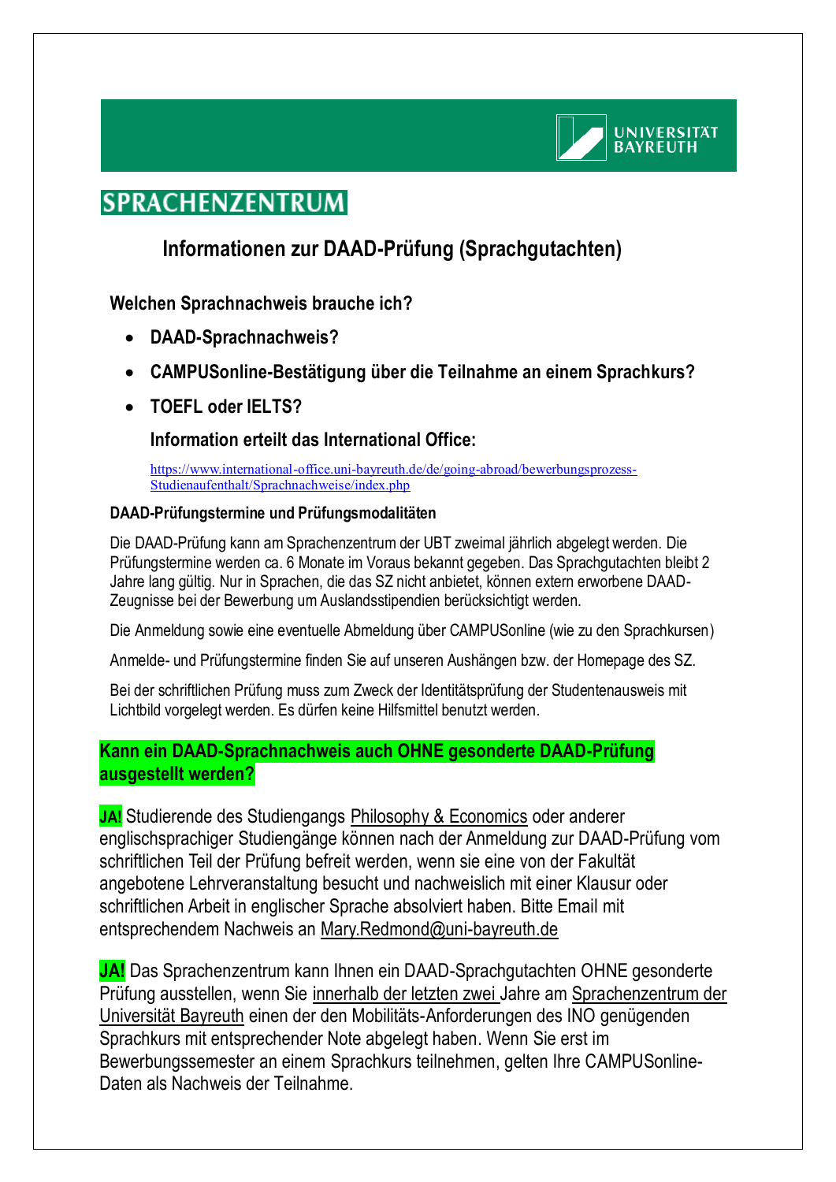UNIVERSITÄT BAYREUTH

## SPRACHENZENTRUM

# Informationen zur DAAD-Prüfung (Sprachgutachten)

### Welchen Sprachnachweis brauche ich?

- **DAAD-Sprachnachweis?**
- **CAMPUSonline-Bestätigung über die Teilnahme an einem Sprachkurs?**
- **TOEFL oder IELTS?**

  **Information erteilt das International Office:**

  https://www.international-office.uni-bayreuth.de/de/going-abroad/bewerbungsprozess-Studienaufenthalt/Sprachnachweise/index.php

### DAAD-Prüfungstermine und Prüfungsmodalitäten

Die DAAD-Prüfung kann am Sprachenzentrum der UBT zweimal jährlich abgelegt werden. Die Prüfungstermine werden ca. 6 Monate im Voraus bekannt gegeben. Das Sprachgutachten bleibt 2 Jahre lang gültig. Nur in Sprachen, die das SZ nicht anbietet, können extern erworbene DAAD-Zeugnisse bei der Bewerbung um Auslandsstipendien berücksichtigt werden.

Die Anmeldung sowie eine eventuelle Abmeldung über CAMPUSonline (wie zu den Sprachkursen)

Anmelde- und Prüfungstermine finden Sie auf unseren Aushängen bzw. der Homepage des SZ.

Bei der schriftlichen Prüfung muss zum Zweck der Identitätsprüfung der Studentenausweis mit Lichtbild vorgelegt werden. Es dürfen keine Hilfsmittel benutzt werden.

### Kann ein DAAD-Sprachnachweis auch OHNE gesonderte DAAD-Prüfung ausgestellt werden?

**JA!** Studierende des Studiengangs Philosophy & Economics oder anderer englischsprachiger Studiengänge können nach der Anmeldung zur DAAD-Prüfung vom schriftlichen Teil der Prüfung befreit werden, wenn sie eine von der Fakultät angebotene Lehrveranstaltung besucht und nachweislich mit einer Klausur oder schriftlichen Arbeit in englischer Sprache absolviert haben. Bitte Email mit entsprechendem Nachweis an Mary.Redmond@uni-bayreuth.de

**JA!** Das Sprachenzentrum kann Ihnen ein DAAD-Sprachgutachten OHNE gesonderte Prüfung ausstellen, wenn Sie innerhalb der letzten zwei Jahre am Sprachenzentrum der Universität Bayreuth einen der den Mobilitäts-Anforderungen des INO genügenden Sprachkurs mit entsprechender Note abgelegt haben. Wenn Sie erst im Bewerbungssemester an einem Sprachkurs teilnehmen, gelten Ihre CAMPUSonline-Daten als Nachweis der Teilnahme.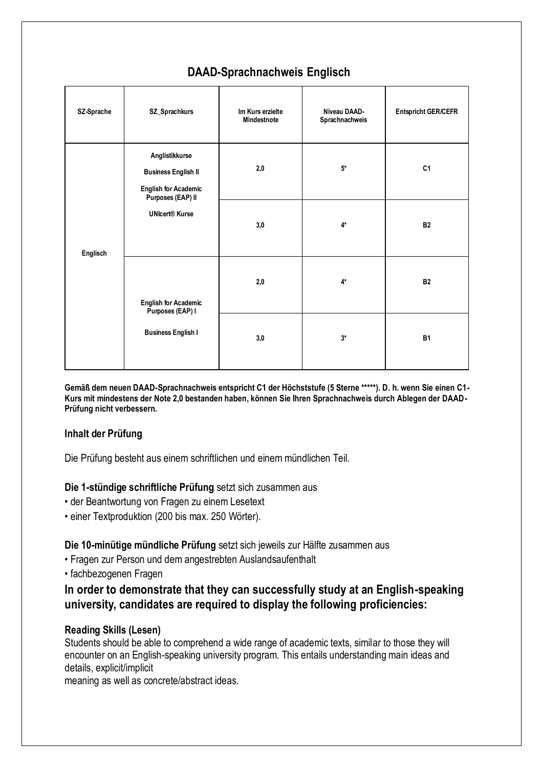## DAAD-Sprachnachweis Englisch

| SZ-Sprache | SZ_Sprachkurs | Im Kurs erzielte Mindestnote | Niveau DAAD-Sprachnachweis | Entspricht GER/CEFR |
|---|---|---|---|---|
| Englisch | Anglistikkurse<br>Business English II<br>English for Academic Purposes (EAP) II<br>UNIcert® Kurse | 2,0 | 5* | C1 |
| | | 3,0 | 4* | B2 |
| | English for Academic Purposes (EAP) I<br>Business English I | 2,0 | 4* | B2 |
| | | 3,0 | 3* | B1 |

**Gemäß dem neuen DAAD-Sprachnachweis entspricht C1 der Höchststufe (5 Sterne *****). D. h. wenn Sie einen C1-Kurs mit mindestens der Note 2,0 bestanden haben, können Sie Ihren Sprachnachweis durch Ablegen der DAAD-Prüfung nicht verbessern.**

### Inhalt der Prüfung

Die Prüfung besteht aus einem schriftlichen und einem mündlichen Teil.

**Die 1-stündige schriftliche Prüfung** setzt sich zusammen aus

- der Beantwortung von Fragen zu einem Lesetext
- einer Textproduktion (200 bis max. 250 Wörter).

**Die 10-minütige mündliche Prüfung** setzt sich jeweils zur Hälfte zusammen aus

- Fragen zur Person und dem angestrebten Auslandsaufenthalt
- fachbezogenen Fragen

## In order to demonstrate that they can successfully study at an English-speaking university, candidates are required to display the following proficiencies:

**Reading Skills (Lesen)**
Students should be able to comprehend a wide range of academic texts, similar to those they will encounter on an English-speaking university program. This entails understanding main ideas and details, explicit/implicit
meaning as well as concrete/abstract ideas.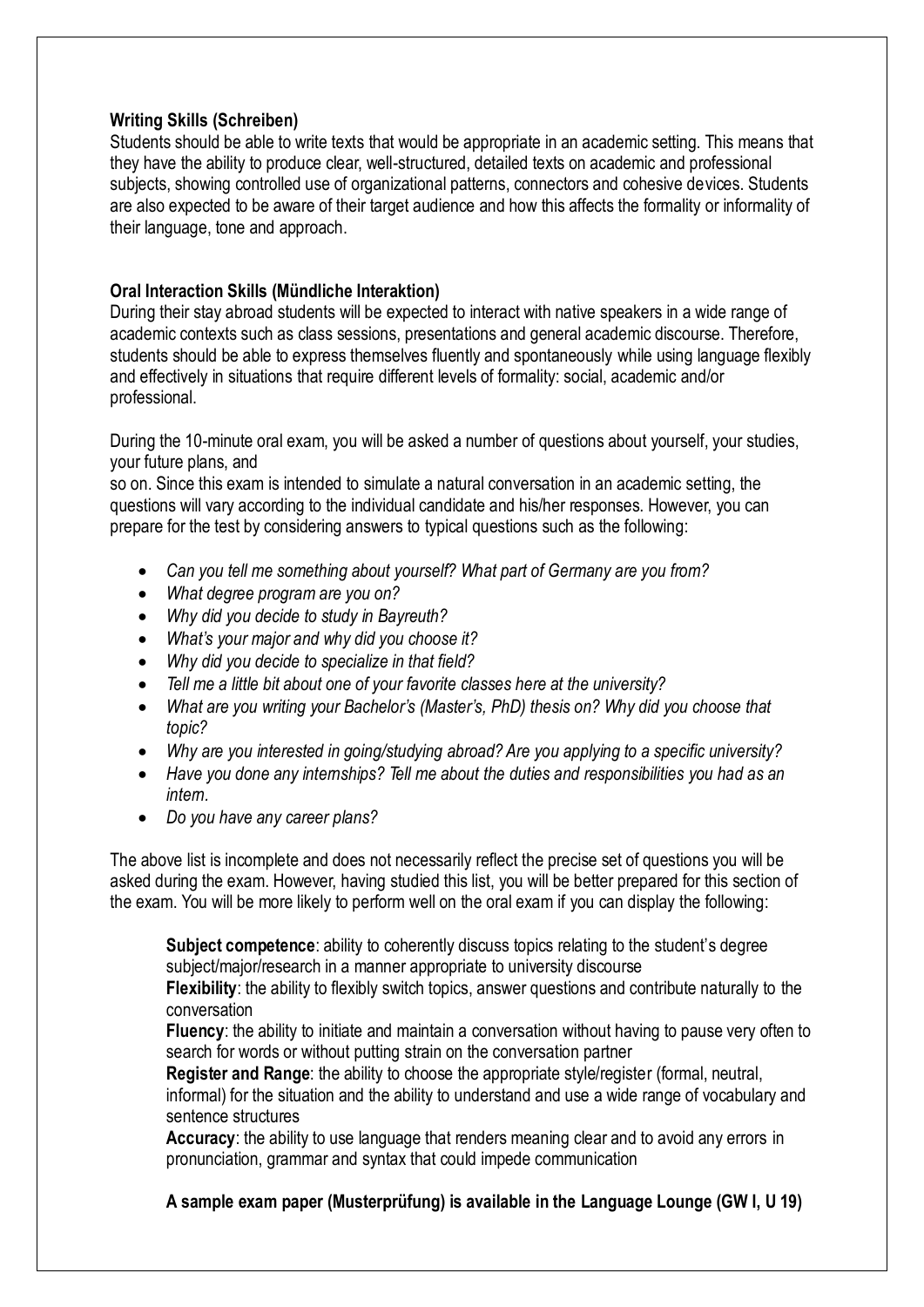**Writing Skills (Schreiben)**

Students should be able to write texts that would be appropriate in an academic setting. This means that they have the ability to produce clear, well-structured, detailed texts on academic and professional subjects, showing controlled use of organizational patterns, connectors and cohesive devices. Students are also expected to be aware of their target audience and how this affects the formality or informality of their language, tone and approach.

**Oral Interaction Skills (Mündliche Interaktion)**

During their stay abroad students will be expected to interact with native speakers in a wide range of academic contexts such as class sessions, presentations and general academic discourse. Therefore, students should be able to express themselves fluently and spontaneously while using language flexibly and effectively in situations that require different levels of formality: social, academic and/or professional.

During the 10-minute oral exam, you will be asked a number of questions about yourself, your studies, your future plans, and
so on. Since this exam is intended to simulate a natural conversation in an academic setting, the questions will vary according to the individual candidate and his/her responses. However, you can prepare for the test by considering answers to typical questions such as the following:

- *Can you tell me something about yourself? What part of Germany are you from?*
- *What degree program are you on?*
- *Why did you decide to study in Bayreuth?*
- *What's your major and why did you choose it?*
- *Why did you decide to specialize in that field?*
- *Tell me a little bit about one of your favorite classes here at the university?*
- *What are you writing your Bachelor's (Master's, PhD) thesis on? Why did you choose that topic?*
- *Why are you interested in going/studying abroad? Are you applying to a specific university?*
- *Have you done any internships? Tell me about the duties and responsibilities you had as an intern.*
- *Do you have any career plans?*

The above list is incomplete and does not necessarily reflect the precise set of questions you will be asked during the exam. However, having studied this list, you will be better prepared for this section of the exam. You will be more likely to perform well on the oral exam if you can display the following:

**Subject competence**: ability to coherently discuss topics relating to the student's degree subject/major/research in a manner appropriate to university discourse
**Flexibility**: the ability to flexibly switch topics, answer questions and contribute naturally to the conversation
**Fluency**: the ability to initiate and maintain a conversation without having to pause very often to search for words or without putting strain on the conversation partner
**Register and Range**: the ability to choose the appropriate style/register (formal, neutral, informal) for the situation and the ability to understand and use a wide range of vocabulary and sentence structures
**Accuracy**: the ability to use language that renders meaning clear and to avoid any errors in pronunciation, grammar and syntax that could impede communication

**A sample exam paper (Musterprüfung) is available in the Language Lounge (GW I, U 19)**